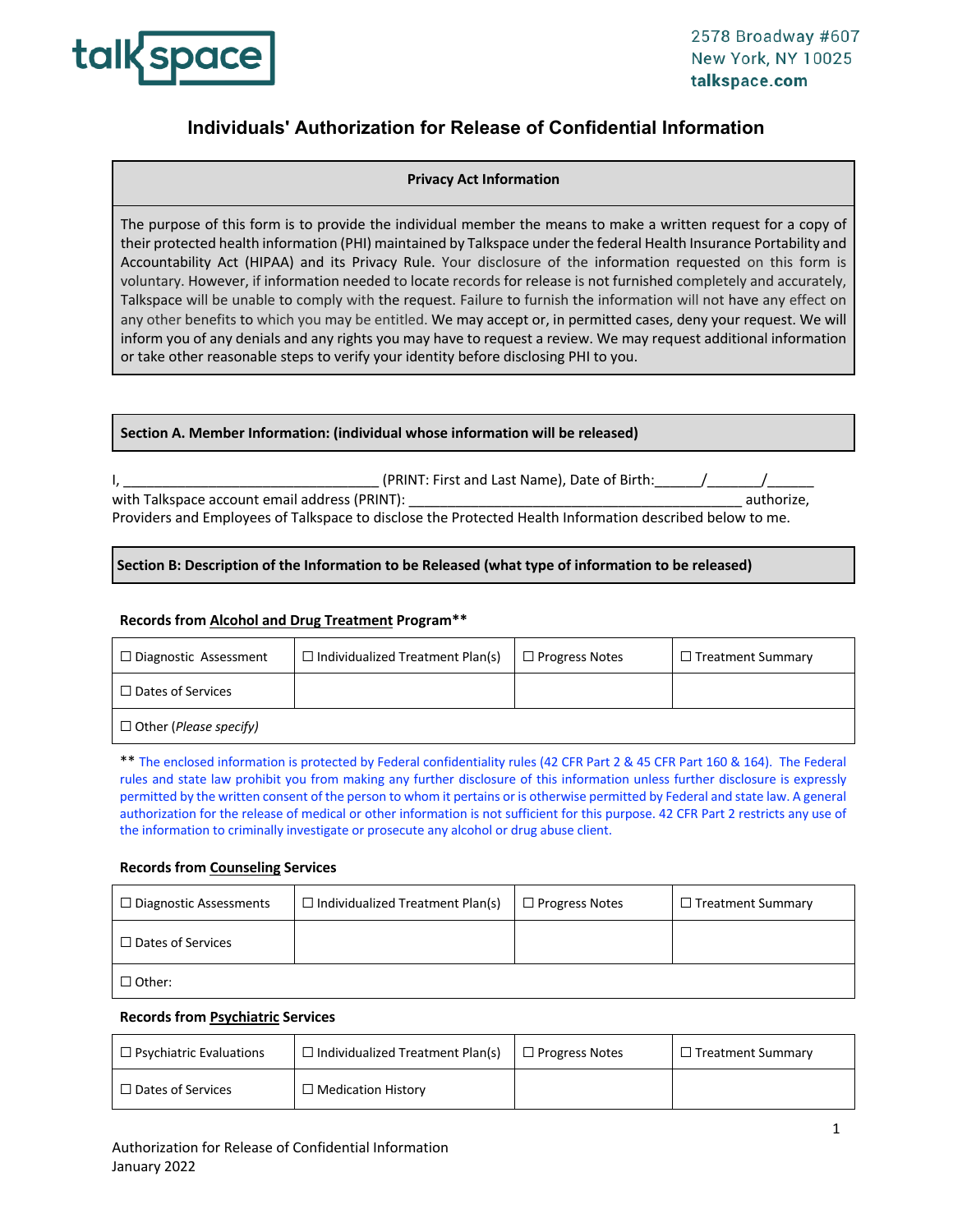talkspace

2578 Broadway #607
New York, NY 10025
**talkspace.com**

# Individuals' Authorization for Release of Confidential Information

| **Privacy Act Information** |
|---|
| The purpose of this form is to provide the individual member the means to make a written request for a copy of their protected health information (PHI) maintained by Talkspace under the federal Health Insurance Portability and Accountability Act (HIPAA) and its Privacy Rule. Your disclosure of the information requested on this form is voluntary. However, if information needed to locate records for release is not furnished completely and accurately, Talkspace will be unable to comply with the request. Failure to furnish the information will not have any effect on any other benefits to which you may be entitled. We may accept or, in permitted cases, deny your request. We will inform you of any denials and any rights you may have to request a review. We may request additional information or take other reasonable steps to verify your identity before disclosing PHI to you. |

## Section A. Member Information: (individual whose information will be released)

I, _________________________________ (PRINT: First and Last Name), Date of Birth:______/_______/______
with Talkspace account email address (PRINT): ____________________________________________ authorize, Providers and Employees of Talkspace to disclose the Protected Health Information described below to me.

## Section B: Description of the Information to be Released (what type of information to be released)

**Records from Alcohol and Drug Treatment Program****

| ☐ Diagnostic Assessment | ☐ Individualized Treatment Plan(s) | ☐ Progress Notes | ☐ Treatment Summary |
|---|---|---|---|
| ☐ Dates of Services | | | |
| ☐ Other (*Please specify*) | | | |

** The enclosed information is protected by Federal confidentiality rules (42 CFR Part 2 & 45 CFR Part 160 & 164). The Federal rules and state law prohibit you from making any further disclosure of this information unless further disclosure is expressly permitted by the written consent of the person to whom it pertains or is otherwise permitted by Federal and state law. A general authorization for the release of medical or other information is not sufficient for this purpose. 42 CFR Part 2 restricts any use of the information to criminally investigate or prosecute any alcohol or drug abuse client.

**Records from Counseling Services**

| ☐ Diagnostic Assessments | ☐ Individualized Treatment Plan(s) | ☐ Progress Notes | ☐ Treatment Summary |
|---|---|---|---|
| ☐ Dates of Services | | | |
| ☐ Other: | | | |

**Records from Psychiatric Services**

| ☐ Psychiatric Evaluations | ☐ Individualized Treatment Plan(s) | ☐ Progress Notes | ☐ Treatment Summary |
|---|---|---|---|
| ☐ Dates of Services | ☐ Medication History | | |

Authorization for Release of Confidential Information
January 2022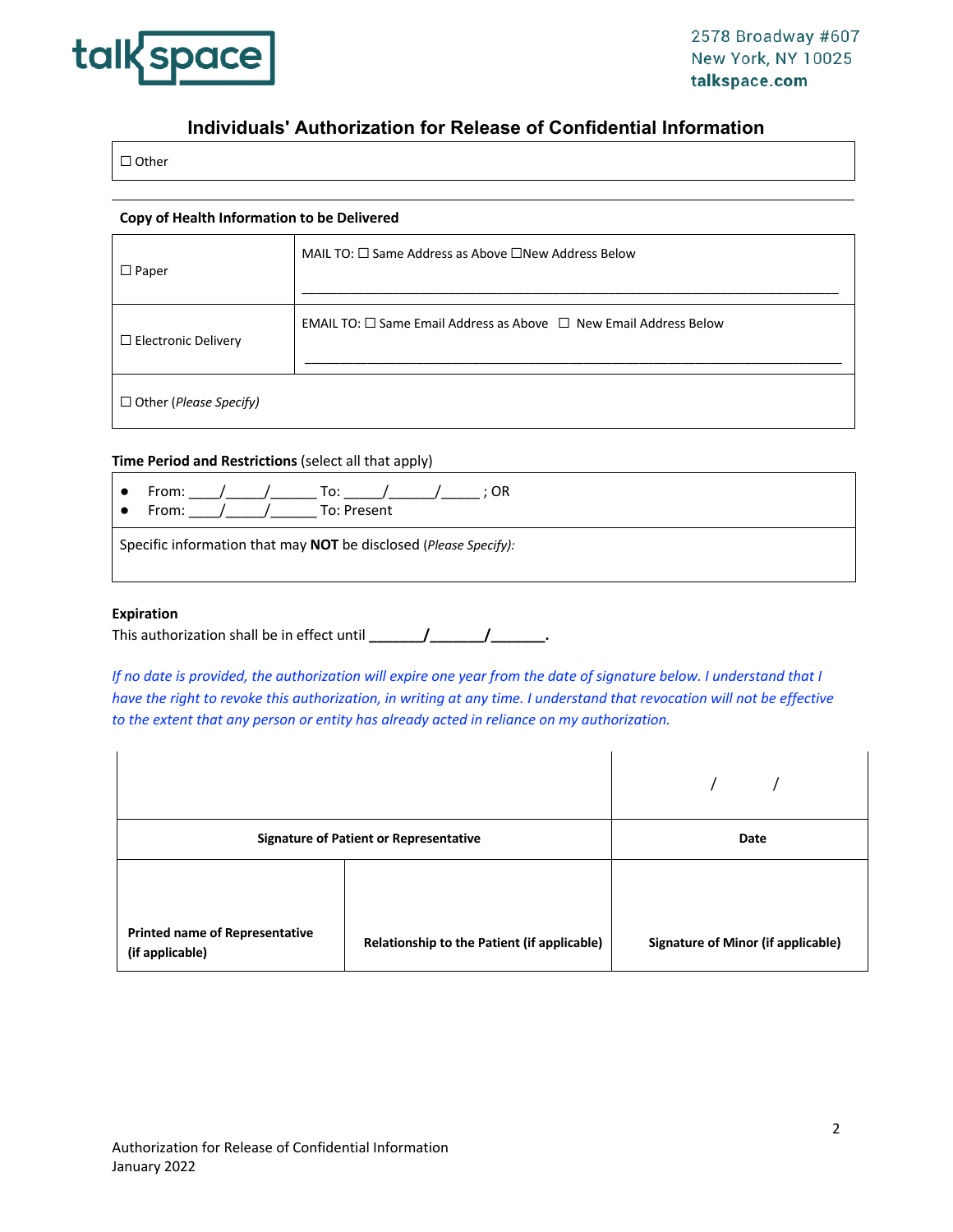## Individuals' Authorization for Release of Confidential Information

| ☐ Other |
|---|

**Copy of Health Information to be Delivered**

| | |
|---|---|
| ☐ Paper | MAIL TO: ☐ Same Address as Above ☐New Address Below<br><br>______________________________________________________________________________ |
| ☐ Electronic Delivery | EMAIL TO: ☐ Same Email Address as Above ☐ New Email Address Below<br><br>______________________________________________________________________________ |
| ☐ Other (*Please Specify)* | |

**Time Period and Restrictions** (select all that apply)

| |
|---|
| • From: ____/_____/______ To: _____/______/_____ ; OR<br>• From: ____/_____/______ To: Present |
| Specific information that may **NOT** be disclosed (*Please Specify):* |

**Expiration**

This authorization shall be in effect until **_______/_______/_______**.

*If no date is provided, the authorization will expire one year from the date of signature below. I understand that I have the right to revoke this authorization, in writing at any time. I understand that revocation will not be effective to the extent that any person or entity has already acted in reliance on my authorization.*

| | | / / |
|---|---|---|
| **Signature of Patient or Representative** | | **Date** |
| **Printed name of Representative (if applicable)** | **Relationship to the Patient (if applicable)** | **Signature of Minor (if applicable)** |

Authorization for Release of Confidential Information
January 2022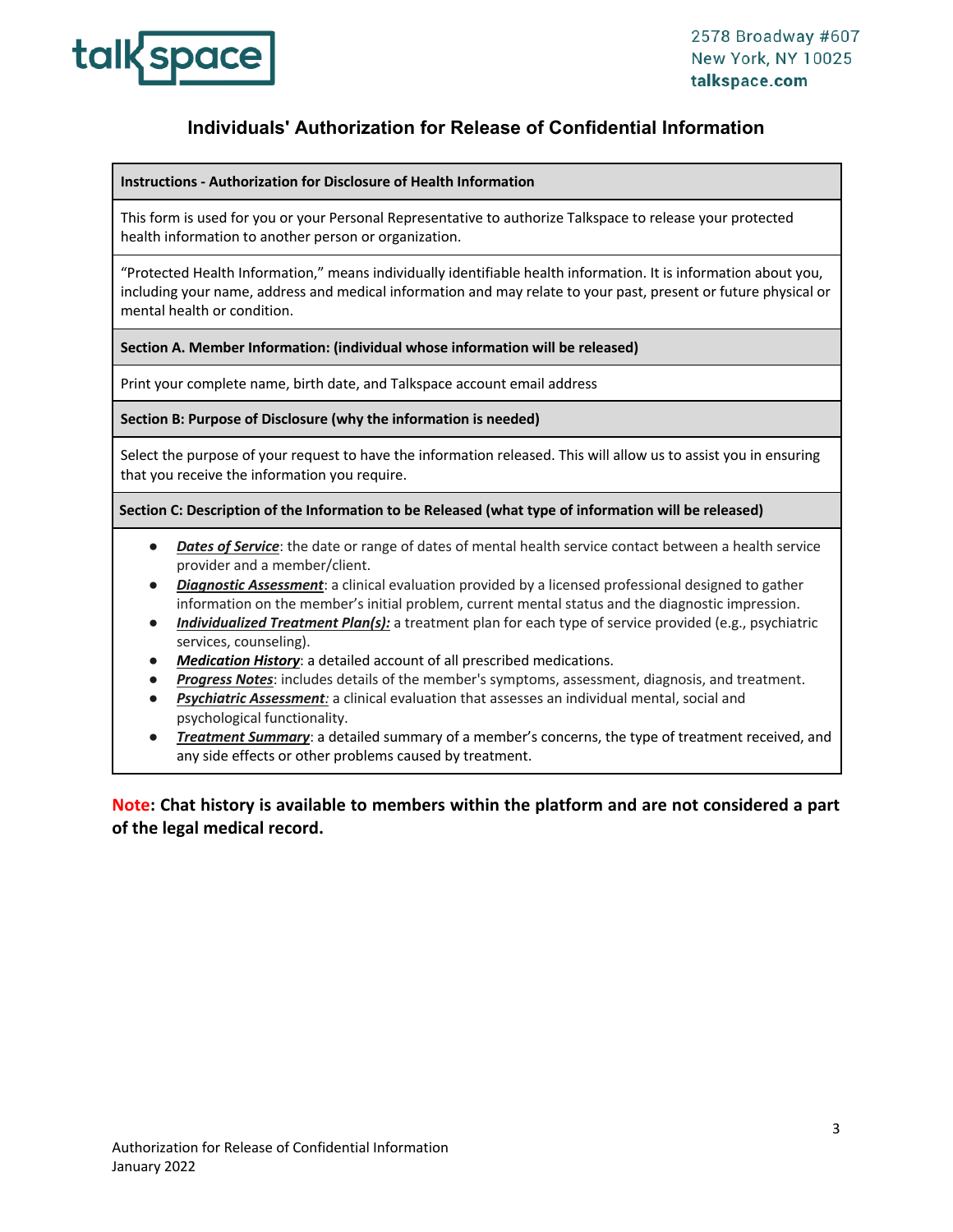2578 Broadway #607
New York, NY 10025
**talkspace.com**

# Individuals' Authorization for Release of Confidential Information

**Instructions - Authorization for Disclosure of Health Information**

This form is used for you or your Personal Representative to authorize Talkspace to release your protected health information to another person or organization.

"Protected Health Information," means individually identifiable health information. It is information about you, including your name, address and medical information and may relate to your past, present or future physical or mental health or condition.

**Section A. Member Information: (individual whose information will be released)**

Print your complete name, birth date, and Talkspace account email address

**Section B: Purpose of Disclosure (why the information is needed)**

Select the purpose of your request to have the information released. This will allow us to assist you in ensuring that you receive the information you require.

**Section C: Description of the Information to be Released (what type of information will be released)**

- ***Dates of Service***: the date or range of dates of mental health service contact between a health service provider and a member/client.
- ***Diagnostic Assessment***: a clinical evaluation provided by a licensed professional designed to gather information on the member's initial problem, current mental status and the diagnostic impression.
- ***Individualized Treatment Plan(s):*** a treatment plan for each type of service provided (e.g., psychiatric services, counseling).
- ***Medication History***: a detailed account of all prescribed medications.
- ***Progress Notes***: includes details of the member's symptoms, assessment, diagnosis, and treatment.
- ***Psychiatric Assessment:*** a clinical evaluation that assesses an individual mental, social and psychological functionality.
- ***Treatment Summary***: a detailed summary of a member's concerns, the type of treatment received, and any side effects or other problems caused by treatment.

**Note: Chat history is available to members within the platform and are not considered a part of the legal medical record.**

Authorization for Release of Confidential Information
January 2022